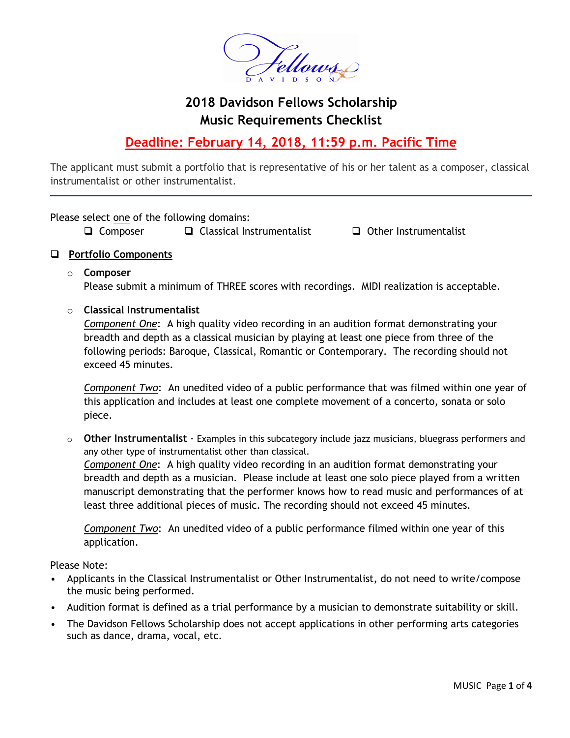# 2018 Davidson Fellows Scholarship
## Music Requirements Checklist

**Deadline: February 14, 2018, 11:59 p.m. Pacific Time**

The applicant must submit a portfolio that is representative of his or her talent as a composer, classical instrumentalist or other instrumentalist.

---

Please select one of the following domains:

- ❑ Composer ❑ Classical Instrumentalist ❑ Other Instrumentalist

❑ **Portfolio Components**

- **Composer**
  Please submit a minimum of THREE scores with recordings. MIDI realization is acceptable.

- **Classical Instrumentalist**
  *Component One*: A high quality video recording in an audition format demonstrating your breadth and depth as a classical musician by playing at least one piece from three of the following periods: Baroque, Classical, Romantic or Contemporary. The recording should not exceed 45 minutes.

  *Component Two*: An unedited video of a public performance that was filmed within one year of this application and includes at least one complete movement of a concerto, sonata or solo piece.

- **Other Instrumentalist** - Examples in this subcategory include jazz musicians, bluegrass performers and any other type of instrumentalist other than classical.
  *Component One*: A high quality video recording in an audition format demonstrating your breadth and depth as a musician. Please include at least one solo piece played from a written manuscript demonstrating that the performer knows how to read music and performances of at least three additional pieces of music. The recording should not exceed 45 minutes.

  *Component Two*: An unedited video of a public performance filmed within one year of this application.

Please Note:

- Applicants in the Classical Instrumentalist or Other Instrumentalist, do not need to write/compose the music being performed.
- Audition format is defined as a trial performance by a musician to demonstrate suitability or skill.
- The Davidson Fellows Scholarship does not accept applications in other performing arts categories such as dance, drama, vocal, etc.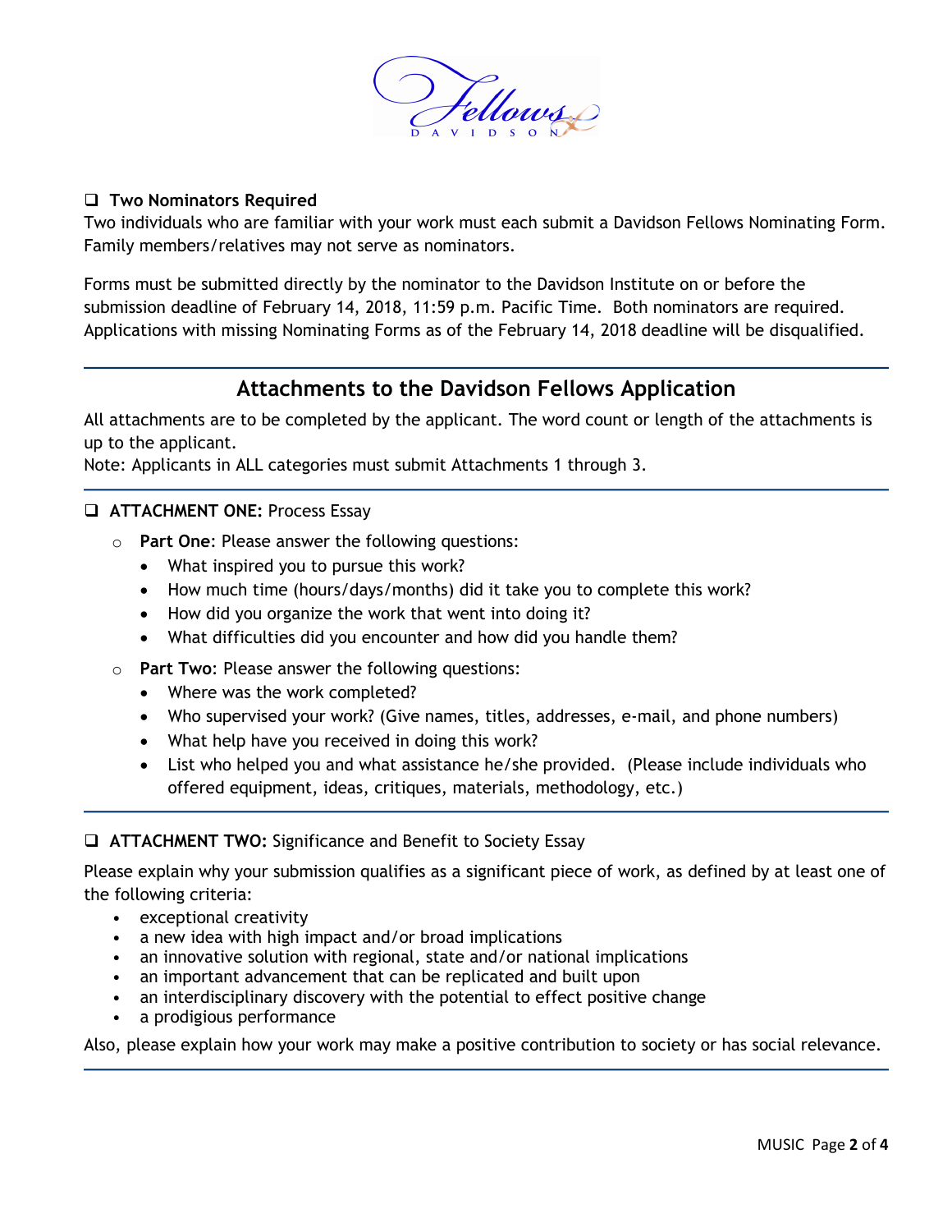❑ **Two Nominators Required**

Two individuals who are familiar with your work must each submit a Davidson Fellows Nominating Form. Family members/relatives may not serve as nominators.

Forms must be submitted directly by the nominator to the Davidson Institute on or before the submission deadline of February 14, 2018, 11:59 p.m. Pacific Time. Both nominators are required. Applications with missing Nominating Forms as of the February 14, 2018 deadline will be disqualified.

---

## Attachments to the Davidson Fellows Application

All attachments are to be completed by the applicant. The word count or length of the attachments is up to the applicant.

Note: Applicants in ALL categories must submit Attachments 1 through 3.

---

❑ **ATTACHMENT ONE:** Process Essay

- **Part One**: Please answer the following questions:
  - What inspired you to pursue this work?
  - How much time (hours/days/months) did it take you to complete this work?
  - How did you organize the work that went into doing it?
  - What difficulties did you encounter and how did you handle them?
- **Part Two**: Please answer the following questions:
  - Where was the work completed?
  - Who supervised your work? (Give names, titles, addresses, e-mail, and phone numbers)
  - What help have you received in doing this work?
  - List who helped you and what assistance he/she provided. (Please include individuals who offered equipment, ideas, critiques, materials, methodology, etc.)

---

❑ **ATTACHMENT TWO:** Significance and Benefit to Society Essay

Please explain why your submission qualifies as a significant piece of work, as defined by at least one of the following criteria:

- exceptional creativity
- a new idea with high impact and/or broad implications
- an innovative solution with regional, state and/or national implications
- an important advancement that can be replicated and built upon
- an interdisciplinary discovery with the potential to effect positive change
- a prodigious performance

Also, please explain how your work may make a positive contribution to society or has social relevance.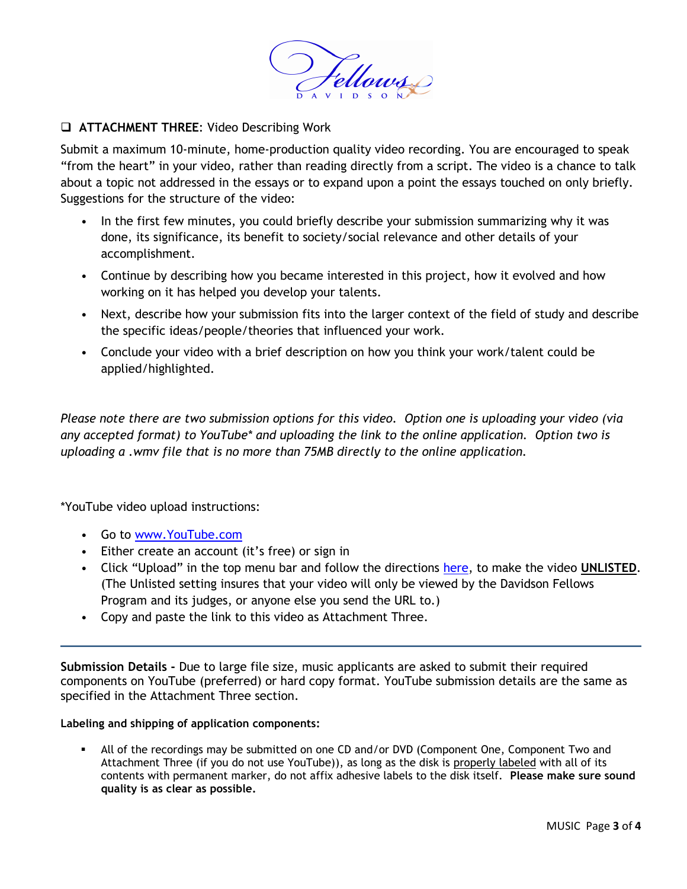- [ ] **ATTACHMENT THREE**: Video Describing Work

Submit a maximum 10-minute, home-production quality video recording. You are encouraged to speak "from the heart" in your video, rather than reading directly from a script. The video is a chance to talk about a topic not addressed in the essays or to expand upon a point the essays touched on only briefly. Suggestions for the structure of the video:

- In the first few minutes, you could briefly describe your submission summarizing why it was done, its significance, its benefit to society/social relevance and other details of your accomplishment.
- Continue by describing how you became interested in this project, how it evolved and how working on it has helped you develop your talents.
- Next, describe how your submission fits into the larger context of the field of study and describe the specific ideas/people/theories that influenced your work.
- Conclude your video with a brief description on how you think your work/talent could be applied/highlighted.

*Please note there are two submission options for this video. Option one is uploading your video (via any accepted format) to YouTube* and uploading the link to the online application. Option two is uploading a .wmv file that is no more than 75MB directly to the online application.*

*YouTube video upload instructions:

- Go to [www.YouTube.com](www.YouTube.com)
- Either create an account (it's free) or sign in
- Click "Upload" in the top menu bar and follow the directions here, to make the video **UNLISTED**. (The Unlisted setting insures that your video will only be viewed by the Davidson Fellows Program and its judges, or anyone else you send the URL to.)
- Copy and paste the link to this video as Attachment Three.

---

**Submission Details -** Due to large file size, music applicants are asked to submit their required components on YouTube (preferred) or hard copy format. YouTube submission details are the same as specified in the Attachment Three section.

**Labeling and shipping of application components:**

- All of the recordings may be submitted on one CD and/or DVD (Component One, Component Two and Attachment Three (if you do not use YouTube)), as long as the disk is properly labeled with all of its contents with permanent marker, do not affix adhesive labels to the disk itself. **Please make sure sound quality is as clear as possible.**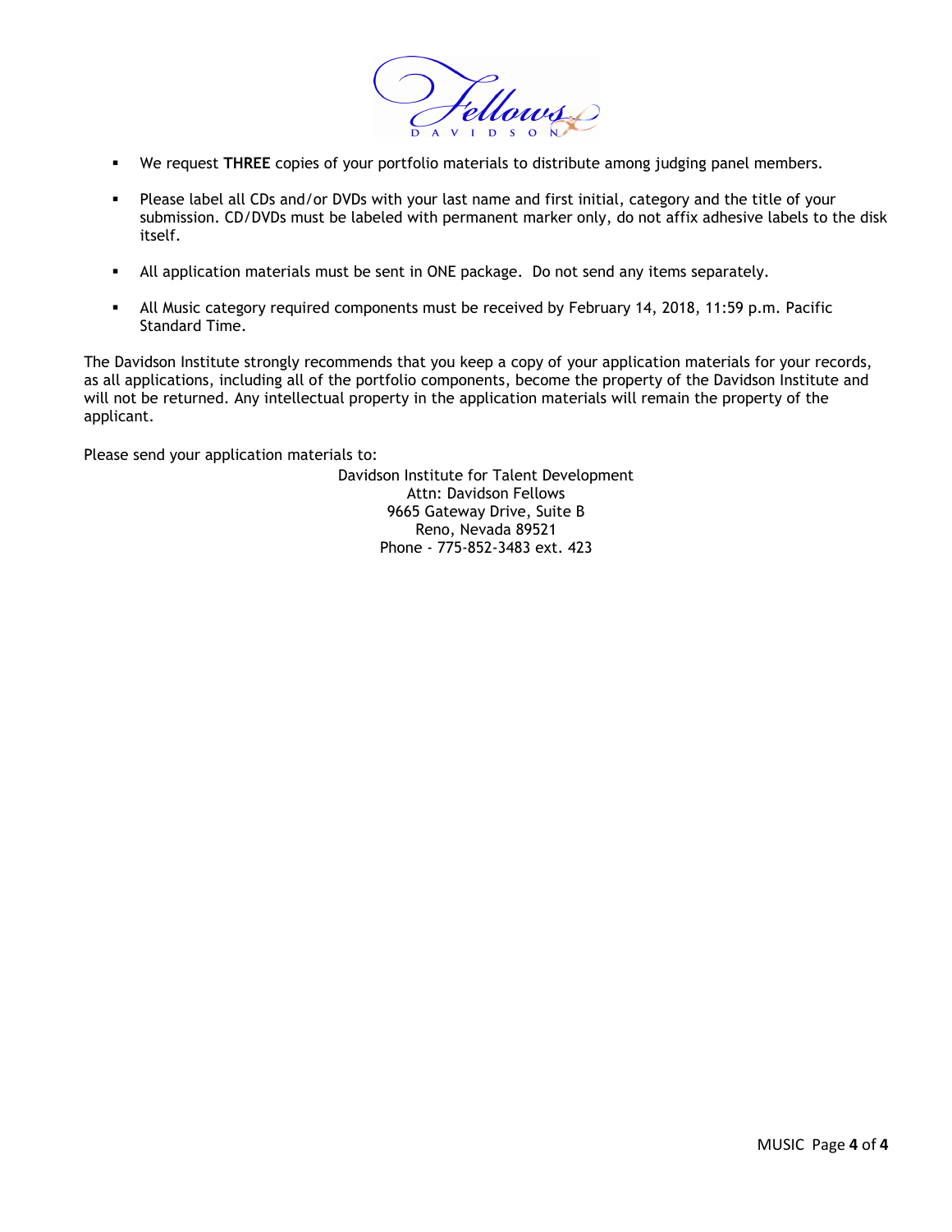- We request **THREE** copies of your portfolio materials to distribute among judging panel members.
- Please label all CDs and/or DVDs with your last name and first initial, category and the title of your submission. CD/DVDs must be labeled with permanent marker only, do not affix adhesive labels to the disk itself.
- All application materials must be sent in ONE package. Do not send any items separately.
- All Music category required components must be received by February 14, 2018, 11:59 p.m. Pacific Standard Time.

The Davidson Institute strongly recommends that you keep a copy of your application materials for your records, as all applications, including all of the portfolio components, become the property of the Davidson Institute and will not be returned. Any intellectual property in the application materials will remain the property of the applicant.

Please send your application materials to:

Davidson Institute for Talent Development
Attn: Davidson Fellows
9665 Gateway Drive, Suite B
Reno, Nevada 89521
Phone - 775-852-3483 ext. 423